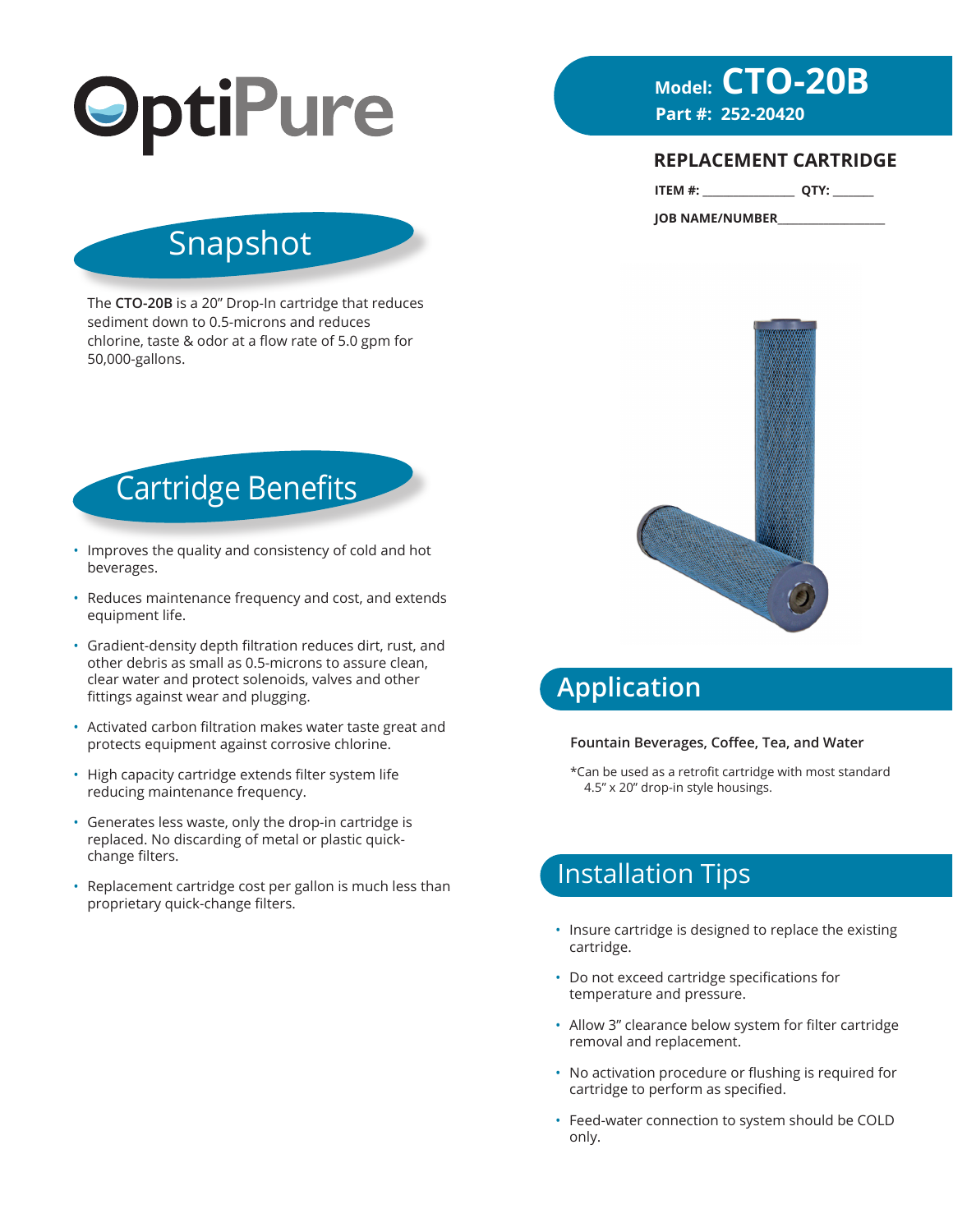# OptiPure

**Model: CTO-20B**
**Part #: 252-20420**

## REPLACEMENT CARTRIDGE

**ITEM #:** _______________ **QTY:** _______

**JOB NAME/NUMBER**_________________

## Snapshot

The **CTO-20B** is a 20" Drop-In cartridge that reduces sediment down to 0.5-microns and reduces chlorine, taste & odor at a flow rate of 5.0 gpm for 50,000-gallons.

## Cartridge Benefits

- Improves the quality and consistency of cold and hot beverages.
- Reduces maintenance frequency and cost, and extends equipment life.
- Gradient-density depth filtration reduces dirt, rust, and other debris as small as 0.5-microns to assure clean, clear water and protect solenoids, valves and other fittings against wear and plugging.
- Activated carbon filtration makes water taste great and protects equipment against corrosive chlorine.
- High capacity cartridge extends filter system life reducing maintenance frequency.
- Generates less waste, only the drop-in cartridge is replaced. No discarding of metal or plastic quick-change filters.
- Replacement cartridge cost per gallon is much less than proprietary quick-change filters.

## Application

**Fountain Beverages, Coffee, Tea, and Water**

*Can be used as a retrofit cartridge with most standard 4.5" x 20" drop-in style housings.

## Installation Tips

- Insure cartridge is designed to replace the existing cartridge.
- Do not exceed cartridge specifications for temperature and pressure.
- Allow 3" clearance below system for filter cartridge removal and replacement.
- No activation procedure or flushing is required for cartridge to perform as specified.
- Feed-water connection to system should be COLD only.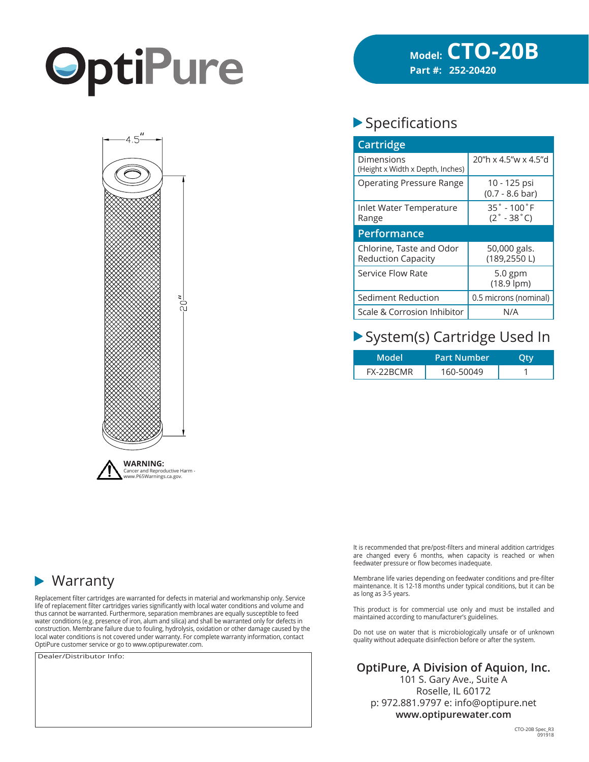# OptiPure

**Model: CTO-20B**
**Part #: 252-20420**

4.5"

20"

**WARNING:** Cancer and Reproductive Harm - www.P65Warnings.ca.gov.

## Specifications

| Cartridge | |
|---|---|
| Dimensions (Height x Width x Depth, Inches) | 20"h x 4.5"w x 4.5"d |
| Operating Pressure Range | 10 - 125 psi (0.7 - 8.6 bar) |
| Inlet Water Temperature Range | 35˚ - 100˚F (2˚ - 38˚C) |
| **Performance** | |
| Chlorine, Taste and Odor Reduction Capacity | 50,000 gals. (189,2550 L) |
| Service Flow Rate | 5.0 gpm (18.9 lpm) |
| Sediment Reduction | 0.5 microns (nominal) |
| Scale & Corrosion Inhibitor | N/A |

## System(s) Cartridge Used In

| Model | Part Number | Qty |
|---|---|---|
| FX-22BCMR | 160-50049 | 1 |

It is recommended that pre/post-filters and mineral addition cartridges are changed every 6 months, when capacity is reached or when feedwater pressure or flow becomes inadequate.

Membrane life varies depending on feedwater conditions and pre-filter maintenance. It is 12-18 months under typical conditions, but it can be as long as 3-5 years.

This product is for commercial use only and must be installed and maintained according to manufacturer's guidelines.

Do not use on water that is microbiologically unsafe or of unknown quality without adequate disinfection before or after the system.

## Warranty

Replacement filter cartridges are warranted for defects in material and workmanship only. Service life of replacement filter cartridges varies significantly with local water conditions and volume and thus cannot be warranted. Furthermore, separation membranes are equally susceptible to feed water conditions (e.g. presence of iron, alum and silica) and shall be warranted only for defects in construction. Membrane failure due to fouling, hydrolysis, oxidation or other damage caused by the local water conditions is not covered under warranty. For complete warranty information, contact OptiPure customer service or go to www.optipurewater.com.

Dealer/Distributor Info:

**OptiPure, A Division of Aquion, Inc.**
101 S. Gary Ave., Suite A
Roselle, IL 60172
p: 972.881.9797 e: info@optipure.net
**www.optipurewater.com**

CTO-20B Spec_R3
091918